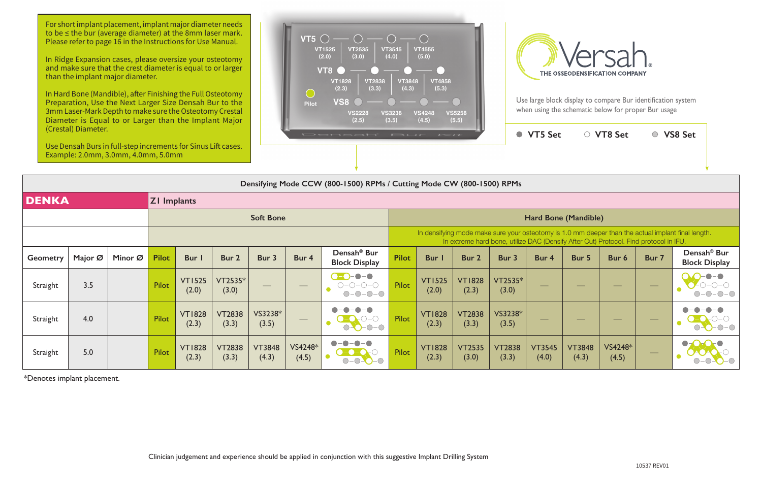For short implant placement, implant major diameter needs to be ≤ the bur (average diameter) at the 8mm laser mark. Please refer to page 16 in the Instructions for Use Manual.

In Ridge Expansion cases, please oversize your osteotomy and make sure that the crest diameter is equal to or larger than the implant major diameter.

In Hard Bone (Mandible), after Finishing the Full Osteotomy Preparation, Use the Next Larger Size Densah Bur to the 3mm Laser-Mark Depth to make sure the Osteotomy Crestal Diameter is Equal to or Larger than the Implant Major (Crestal) Diameter.

Use Densah Burs in full-step increments for Sinus Lift cases. Example: 2.0mm, 3.0mm, 4.0mm, 5.0mm

VT5: VT1525 (2.0), VT2535 (3.0), VT3545 (4.0), VT4555 (5.0)
VT8: VT1828 (2.3), VT2838 (3.3), VT3848 (4.3), VT4858 (5.3)
VS8: VS2228 (2.5), VS3238 (3.5), VS4248 (4.5), VS5258 (5.5)
Pilot

Versah® THE OSSEODENSIFICATION COMPANY

Use large block display to compare Bur identification system when using the schematic below for proper Bur usage

● VT5 Set ○ VT8 Set ◌ VS8 Set

| Densifying Mode CCW (800-1500) RPMs / Cutting Mode CW (800-1500) RPMs | | | | | | | | | | | | | | | | | | |
|---|---|---|---|---|---|---|---|---|---|---|---|---|---|---|---|---|---|---|
| **DENKA** | | | ZI Implants | | | | | | | | | | | | | | | |
| | | | Soft Bone | | | | | | Hard Bone (Mandible) | | | | | | | | | |
| | | | | | | | | | In densifying mode make sure your osteotomy is 1.0 mm deeper than the actual implant final length. In extreme hard bone, utilize DAC (Densify After Cut) Protocol. Find protocol in IFU. | | | | | | | | | |
| Geometry | Major Ø | Minor Ø | Pilot | Bur 1 | Bur 2 | Bur 3 | Bur 4 | Densah® Bur Block Display | Pilot | Bur 1 | Bur 2 | Bur 3 | Bur 4 | Bur 5 | Bur 6 | Bur 7 | Densah® Bur Block Display |
| Straight | 3.5 | | Pilot | VT1525 (2.0) | VT2535* (3.0) | — | — | | Pilot | VT1525 (2.0) | VT1828 (2.3) | VT2535* (3.0) | — | — | — | — | |
| Straight | 4.0 | | Pilot | VT1828 (2.3) | VT2838 (3.3) | VS3238* (3.5) | — | | Pilot | VT1828 (2.3) | VT2838 (3.3) | VS3238* (3.5) | — | — | — | — | |
| Straight | 5.0 | | Pilot | VT1828 (2.3) | VT2838 (3.3) | VT3848 (4.3) | VS4248* (4.5) | | Pilot | VT1828 (2.3) | VT2535 (3.0) | VT2838 (3.3) | VT3545 (4.0) | VT3848 (4.3) | VS4248* (4.5) | — | |

*Denotes implant placement.

Clinician judgement and experience should be applied in conjunction with this suggestive Implant Drilling System

10537 REV01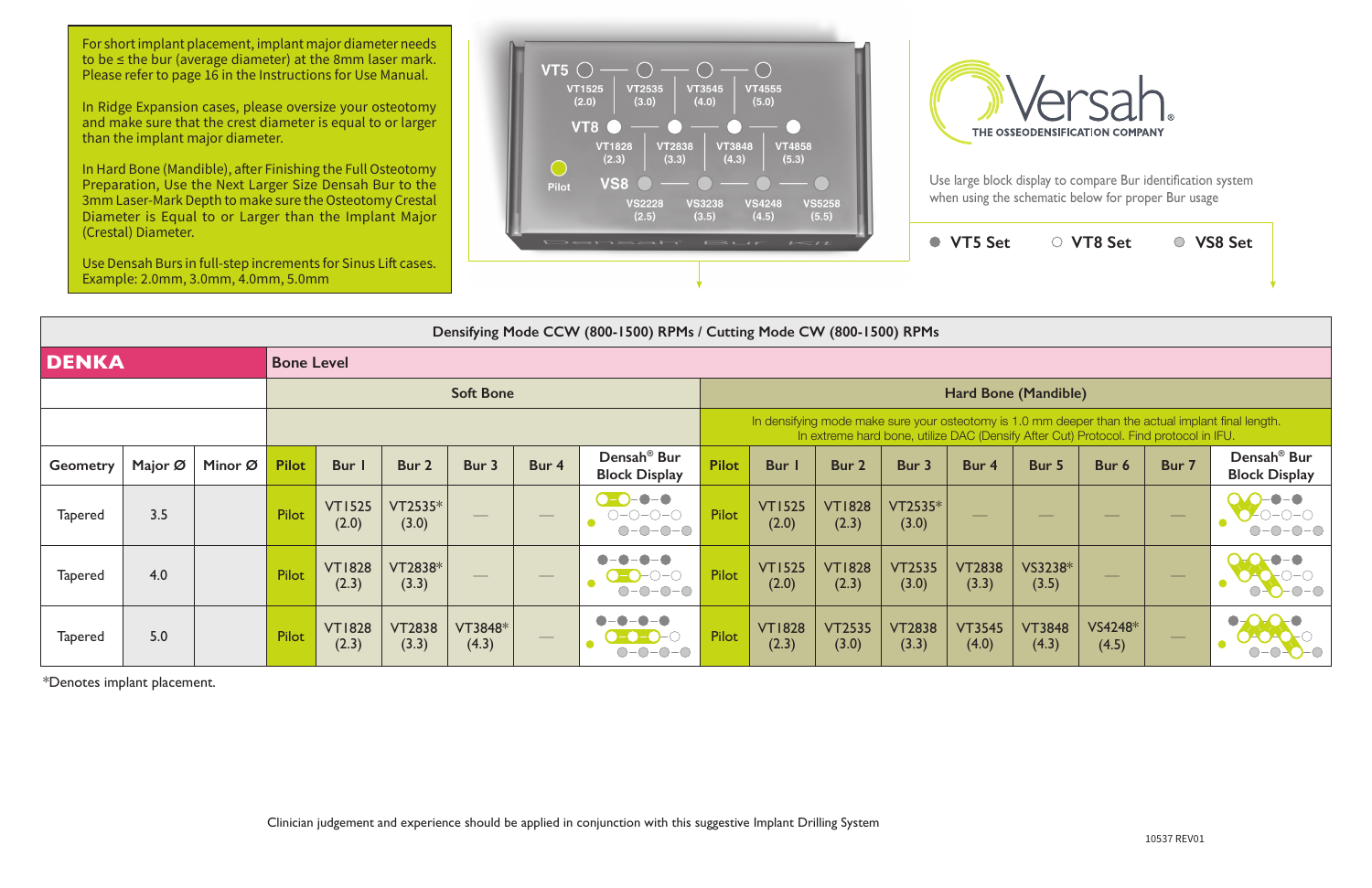For short implant placement, implant major diameter needs to be ≤ the bur (average diameter) at the 8mm laser mark. Please refer to page 16 in the Instructions for Use Manual.

In Ridge Expansion cases, please oversize your osteotomy and make sure that the crest diameter is equal to or larger than the implant major diameter.

In Hard Bone (Mandible), after Finishing the Full Osteotomy Preparation, Use the Next Larger Size Densah Bur to the 3mm Laser-Mark Depth to make sure the Osteotomy Crestal Diameter is Equal to or Larger than the Implant Major (Crestal) Diameter.

Use Densah Burs in full-step increments for Sinus Lift cases. Example: 2.0mm, 3.0mm, 4.0mm, 5.0mm

VT5: VT1525 (2.0) — VT2535 (3.0) — VT3545 (4.0) — VT4555 (5.0)

VT8: VT1828 (2.3) — VT2838 (3.3) — VT3848 (4.3) — VT4858 (5.3)

Pilot

VS8: VS2228 (2.5) — VS3238 (3.5) — VS4248 (4.5) — VS5258 (5.5)

Densah Bur Kit

**Versah** THE OSSEODENSIFICATION COMPANY

Use large block display to compare Bur identification system when using the schematic below for proper Bur usage

● VT5 Set ○ VT8 Set ○ VS8 Set

| Densifying Mode CCW (800-1500) RPMs / Cutting Mode CW (800-1500) RPMs | | | | | | | | | | | | | | | | | | |
|---|---|---|---|---|---|---|---|---|---|---|---|---|---|---|---|---|---|---|
| **DENKA** | | | Bone Level | | | | | | | | | | | | | | | |
| | | | Soft Bone | | | | | | Hard Bone (Mandible) | | | | | | | | | |
| | | | | | | | | | In densifying mode make sure your osteotomy is 1.0 mm deeper than the actual implant final length. In extreme hard bone, utilize DAC (Densify After Cut) Protocol. Find protocol in IFU. | | | | | | | | | |
| Geometry | Major Ø | Minor Ø | Pilot | Bur 1 | Bur 2 | Bur 3 | Bur 4 | Densah® Bur Block Display | Pilot | Bur 1 | Bur 2 | Bur 3 | Bur 4 | Bur 5 | Bur 6 | Bur 7 | Densah® Bur Block Display |
| Tapered | 3.5 | | Pilot | VT1525 (2.0) | VT2535* (3.0) | — | — | | Pilot | VT1525 (2.0) | VT1828 (2.3) | VT2535* (3.0) | — | — | — | — | |
| Tapered | 4.0 | | Pilot | VT1828 (2.3) | VT2838* (3.3) | — | — | | Pilot | VT1525 (2.0) | VT1828 (2.3) | VT2535 (3.0) | VT2838 (3.3) | VS3238* (3.5) | — | — | |
| Tapered | 5.0 | | Pilot | VT1828 (2.3) | VT2838 (3.3) | VT3848* (4.3) | — | | Pilot | VT1828 (2.3) | VT2535 (3.0) | VT2838 (3.3) | VT3545 (4.0) | VT3848 (4.3) | VS4248* (4.5) | — | |

*Denotes implant placement.

Clinician judgement and experience should be applied in conjunction with this suggestive Implant Drilling System

10537 REV01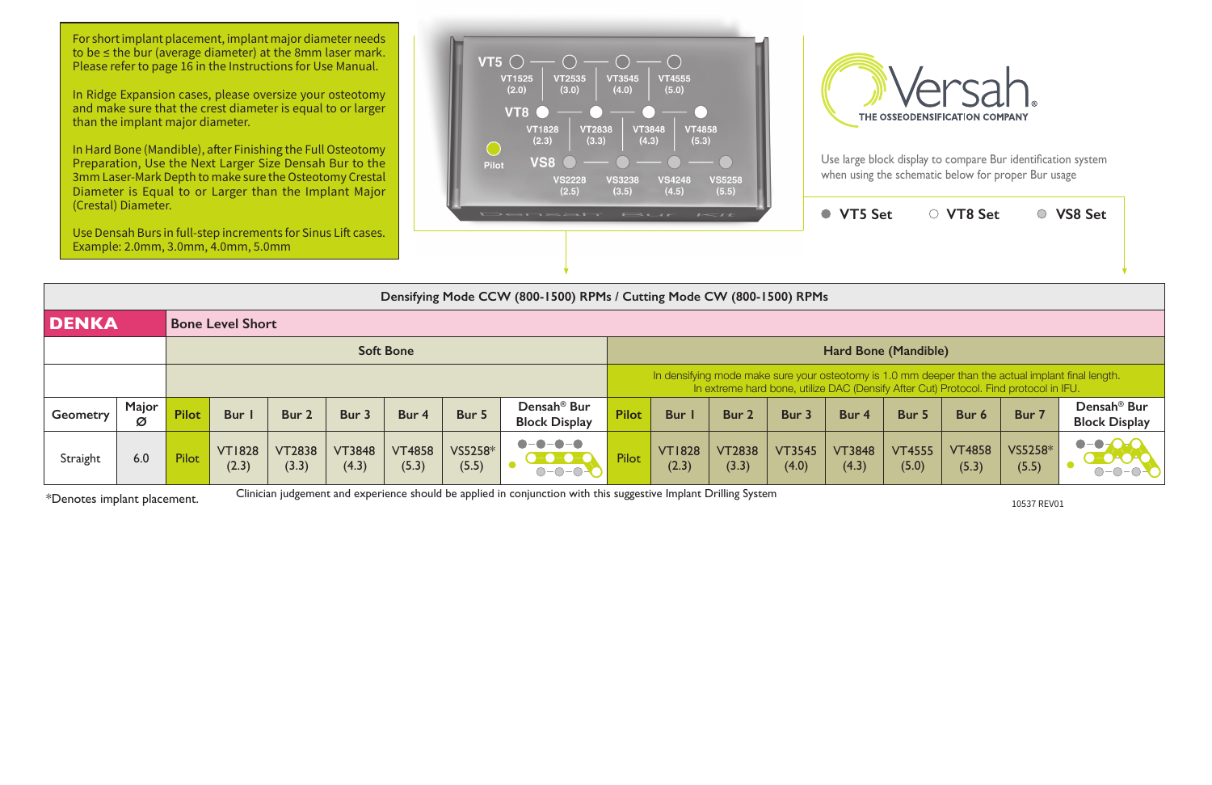For short implant placement, implant major diameter needs to be ≤ the bur (average diameter) at the 8mm laser mark. Please refer to page 16 in the Instructions for Use Manual.

In Ridge Expansion cases, please oversize your osteotomy and make sure that the crest diameter is equal to or larger than the implant major diameter.

In Hard Bone (Mandible), after Finishing the Full Osteotomy Preparation, Use the Next Larger Size Densah Bur to the 3mm Laser-Mark Depth to make sure the Osteotomy Crestal Diameter is Equal to or Larger than the Implant Major (Crestal) Diameter.

Use Densah Burs in full-step increments for Sinus Lift cases. Example: 2.0mm, 3.0mm, 4.0mm, 5.0mm

VT5: VT1525 (2.0), VT2535 (3.0), VT3545 (4.0), VT4555 (5.0)

VT8: VT1828 (2.3), VT2838 (3.3), VT3848 (4.3), VT4858 (5.3)

Pilot

VS8: VS2228 (2.5), VS3238 (3.5), VS4248 (4.5), VS5258 (5.5)

Densah Bur Kit

Versah® THE OSSEODENSIFICATION COMPANY

Use large block display to compare Bur identification system when using the schematic below for proper Bur usage

● VT5 Set ○ VT8 Set ● VS8 Set

| Densifying Mode CCW (800-1500) RPMs / Cutting Mode CW (800-1500) RPMs | | | | | | | | | | | | | | | | | |
|---|---|---|---|---|---|---|---|---|---|---|---|---|---|---|---|---|---|
| **DENKA** | | Bone Level Short | | | | | | | | | | | | | | | |
| | | Soft Bone | | | | | | | Hard Bone (Mandible) | | | | | | | | |
| | | | | | | | | | In densifying mode make sure your osteotomy is 1.0 mm deeper than the actual implant final length. In extreme hard bone, utilize DAC (Densify After Cut) Protocol. Find protocol in IFU. | | | | | | | | |
| Geometry | Major Ø | Pilot | Bur 1 | Bur 2 | Bur 3 | Bur 4 | Bur 5 | Densah® Bur Block Display | Pilot | Bur 1 | Bur 2 | Bur 3 | Bur 4 | Bur 5 | Bur 6 | Bur 7 | Densah® Bur Block Display |
| Straight | 6.0 | Pilot | VT1828 (2.3) | VT2838 (3.3) | VT3848 (4.3) | VT4858 (5.3) | VS5258* (5.5) | | Pilot | VT1828 (2.3) | VT2838 (3.3) | VT3545 (4.0) | VT3848 (4.3) | VT4555 (5.0) | VT4858 (5.3) | VS5258* (5.5) | |

*Denotes implant placement.

Clinician judgement and experience should be applied in conjunction with this suggestive Implant Drilling System

10537 REV01